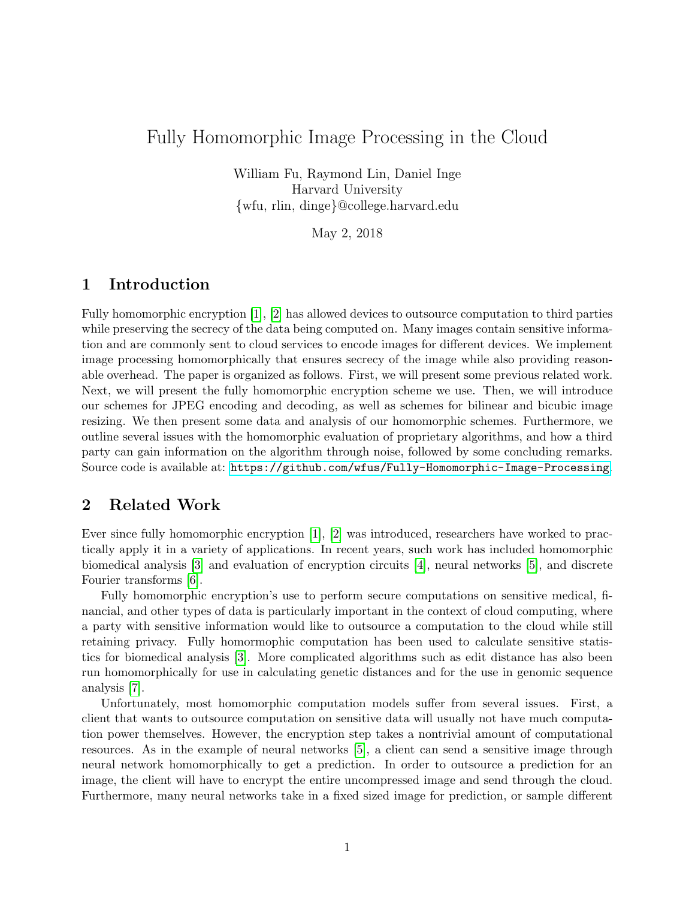# Fully Homomorphic Image Processing in the Cloud

William Fu, Raymond Lin, Daniel Inge
Harvard University
{wfu, rlin, dinge}@college.harvard.edu

May 2, 2018

## 1 Introduction

Fully homomorphic encryption [1], [2] has allowed devices to outsource computation to third parties while preserving the secrecy of the data being computed on. Many images contain sensitive information and are commonly sent to cloud services to encode images for different devices. We implement image processing homomorphically that ensures secrecy of the image while also providing reasonable overhead. The paper is organized as follows. First, we will present some previous related work. Next, we will present the fully homomorphic encryption scheme we use. Then, we will introduce our schemes for JPEG encoding and decoding, as well as schemes for bilinear and bicubic image resizing. We then present some data and analysis of our homomorphic schemes. Furthermore, we outline several issues with the homomorphic evaluation of proprietary algorithms, and how a third party can gain information on the algorithm through noise, followed by some concluding remarks. Source code is available at: https://github.com/wfus/Fully-Homomorphic-Image-Processing.

## 2 Related Work

Ever since fully homomorphic encryption [1], [2] was introduced, researchers have worked to practically apply it in a variety of applications. In recent years, such work has included homomorphic biomedical analysis [3] and evaluation of encryption circuits [4], neural networks [5], and discrete Fourier transforms [6].

Fully homomorphic encryption's use to perform secure computations on sensitive medical, financial, and other types of data is particularly important in the context of cloud computing, where a party with sensitive information would like to outsource a computation to the cloud while still retaining privacy. Fully hormomphic computation has been used to calculate sensitive statistics for biomedical analysis [3]. More complicated algorithms such as edit distance has also been run homomorphically for use in calculating genetic distances and for the use in genomic sequence analysis [7].

Unfortunately, most homomorphic computation models suffer from several issues. First, a client that wants to outsource computation on sensitive data will usually not have much computation power themselves. However, the encryption step takes a nontrivial amount of computational resources. As in the example of neural networks [5], a client can send a sensitive image through neural network homomorphically to get a prediction. In order to outsource a prediction for an image, the client will have to encrypt the entire uncompressed image and send through the cloud. Furthermore, many neural networks take in a fixed sized image for prediction, or sample different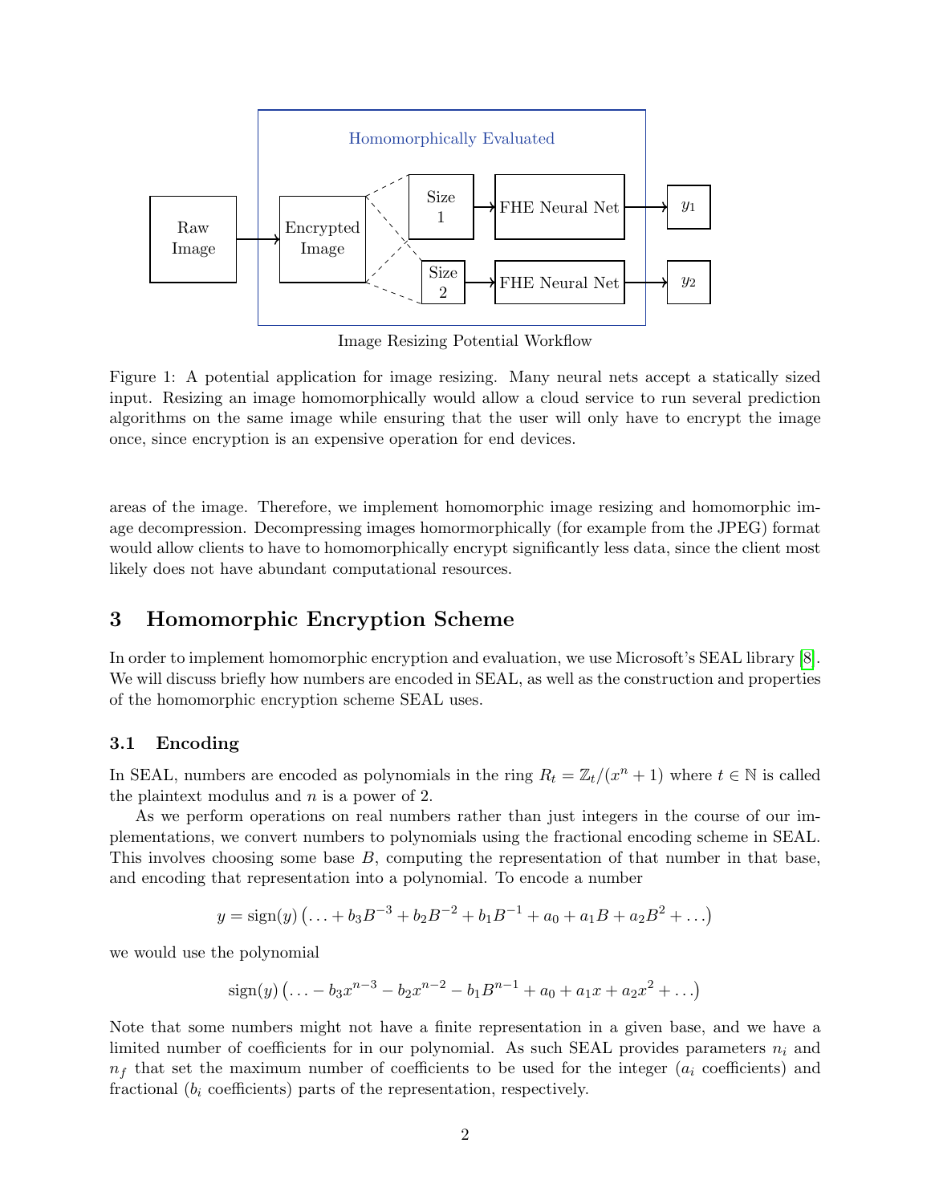Homomorphically Evaluated

Raw Image → Encrypted Image → Size 1 → FHE Neural Net → $y_1$

Encrypted Image → Size 2 → FHE Neural Net → $y_2$

Image Resizing Potential Workflow

Figure 1: A potential application for image resizing. Many neural nets accept a statically sized input. Resizing an image homomorphically would allow a cloud service to run several prediction algorithms on the same image while ensuring that the user will only have to encrypt the image once, since encryption is an expensive operation for end devices.

areas of the image. Therefore, we implement homomorphic image resizing and homomorphic image decompression. Decompressing images homormorphically (for example from the JPEG) format would allow clients to have to homomorphically encrypt significantly less data, since the client most likely does not have abundant computational resources.

# 3 Homomorphic Encryption Scheme

In order to implement homomorphic encryption and evaluation, we use Microsoft's SEAL library [8]. We will discuss briefly how numbers are encoded in SEAL, as well as the construction and properties of the homomorphic encryption scheme SEAL uses.

## 3.1 Encoding

In SEAL, numbers are encoded as polynomials in the ring $R_t = \mathbb{Z}_t/(x^n + 1)$ where $t \in \mathbb{N}$ is called the plaintext modulus and $n$ is a power of 2.

As we perform operations on real numbers rather than just integers in the course of our implementations, we convert numbers to polynomials using the fractional encoding scheme in SEAL. This involves choosing some base $B$, computing the representation of that number in that base, and encoding that representation into a polynomial. To encode a number

$$y = \text{sign}(y)\left(\ldots + b_3B^{-3} + b_2B^{-2} + b_1B^{-1} + a_0 + a_1B + a_2B^2 + \ldots\right)$$

we would use the polynomial

$$\text{sign}(y)\left(\ldots - b_3x^{n-3} - b_2x^{n-2} - b_1B^{n-1} + a_0 + a_1x + a_2x^2 + \ldots\right)$$

Note that some numbers might not have a finite representation in a given base, and we have a limited number of coefficients for in our polynomial. As such SEAL provides parameters $n_i$ and $n_f$ that set the maximum number of coefficients to be used for the integer ($a_i$ coefficients) and fractional ($b_i$ coefficients) parts of the representation, respectively.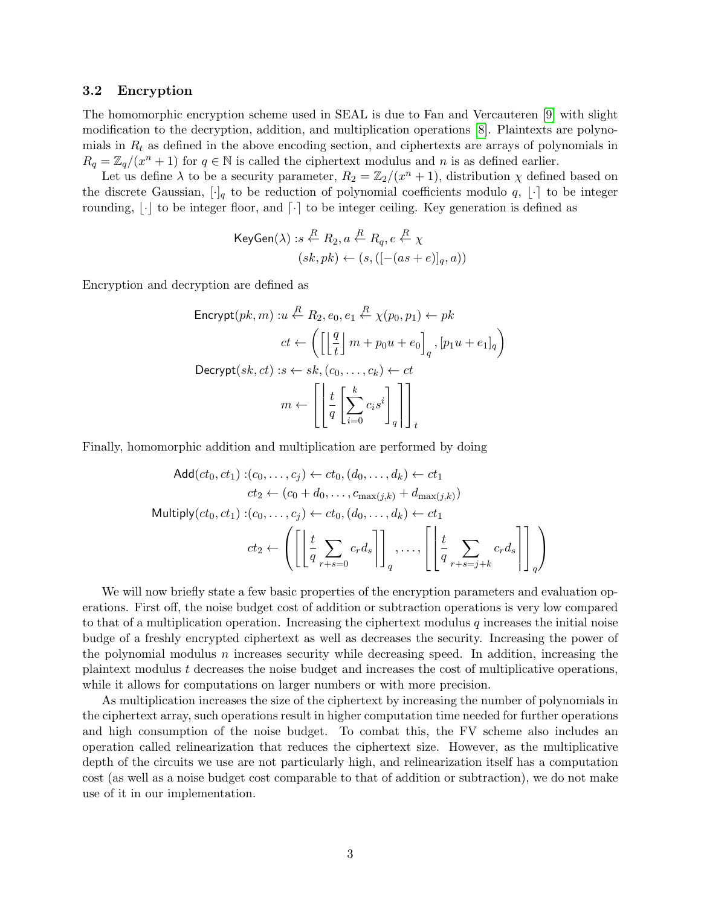### 3.2 Encryption

The homomorphic encryption scheme used in SEAL is due to Fan and Vercauteren [9] with slight modification to the decryption, addition, and multiplication operations [8]. Plaintexts are polynomials in $R_t$ as defined in the above encoding section, and ciphertexts are arrays of polynomials in $R_q = \mathbb{Z}_q/(x^n+1)$ for $q \in \mathbb{N}$ is called the ciphertext modulus and $n$ is as defined earlier.

Let us define $\lambda$ to be a security parameter, $R_2 = \mathbb{Z}_2/(x^n+1)$, distribution $\chi$ defined based on the discrete Gaussian, $[\cdot]_q$ to be reduction of polynomial coefficients modulo $q$, $\lfloor\cdot\rceil$ to be integer rounding, $\lfloor\cdot\rfloor$ to be integer floor, and $\lceil\cdot\rceil$ to be integer ceiling. Key generation is defined as

$$
\begin{aligned}
\mathsf{KeyGen}(\lambda) :& s \xleftarrow{R} R_2, a \xleftarrow{R} R_q, e \xleftarrow{R} \chi \\
& (sk, pk) \leftarrow (s, ([-(as+e)]_q, a))
\end{aligned}
$$

Encryption and decryption are defined as

$$
\begin{aligned}
\mathsf{Encrypt}(pk, m) :& u \xleftarrow{R} R_2, e_0, e_1 \xleftarrow{R} \chi (p_0, p_1) \leftarrow pk \\
& ct \leftarrow \left( \left[ \left\lfloor \frac{q}{t} \right\rfloor m + p_0 u + e_0 \right]_q, [p_1 u + e_1]_q \right) \\
\mathsf{Decrypt}(sk, ct) :& s \leftarrow sk, (c_0, \ldots, c_k) \leftarrow ct \\
& m \leftarrow \left[ \left\lfloor \frac{t}{q} \left[ \sum_{i=0}^{k} c_i s^i \right]_q \right\rceil \right]_t
\end{aligned}
$$

Finally, homomorphic addition and multiplication are performed by doing

$$
\begin{aligned}
\mathsf{Add}(ct_0, ct_1) :& (c_0, \ldots, c_j) \leftarrow ct_0, (d_0, \ldots, d_k) \leftarrow ct_1 \\
& ct_2 \leftarrow (c_0 + d_0, \ldots, c_{\max(j,k)} + d_{\max(j,k)}) \\
\mathsf{Multiply}(ct_0, ct_1) :& (c_0, \ldots, c_j) \leftarrow ct_0, (d_0, \ldots, d_k) \leftarrow ct_1 \\
& ct_2 \leftarrow \left( \left[ \left\lfloor \frac{t}{q} \sum_{r+s=0} c_r d_s \right\rceil \right]_q, \ldots, \left[ \left\lfloor \frac{t}{q} \sum_{r+s=j+k} c_r d_s \right\rceil \right]_q \right)
\end{aligned}
$$

We will now briefly state a few basic properties of the encryption parameters and evaluation operations. First off, the noise budget cost of addition or subtraction operations is very low compared to that of a multiplication operation. Increasing the ciphertext modulus $q$ increases the initial noise budge of a freshly encrypted ciphertext as well as decreases the security. Increasing the power of the polynomial modulus $n$ increases security while decreasing speed. In addition, increasing the plaintext modulus $t$ decreases the noise budget and increases the cost of multiplicative operations, while it allows for computations on larger numbers or with more precision.

As multiplication increases the size of the ciphertext by increasing the number of polynomials in the ciphertext array, such operations result in higher computation time needed for further operations and high consumption of the noise budget. To combat this, the FV scheme also includes an operation called relinearization that reduces the ciphertext size. However, as the multiplicative depth of the circuits we use are not particularly high, and relinearization itself has a computation cost (as well as a noise budget cost comparable to that of addition or subtraction), we do not make use of it in our implementation.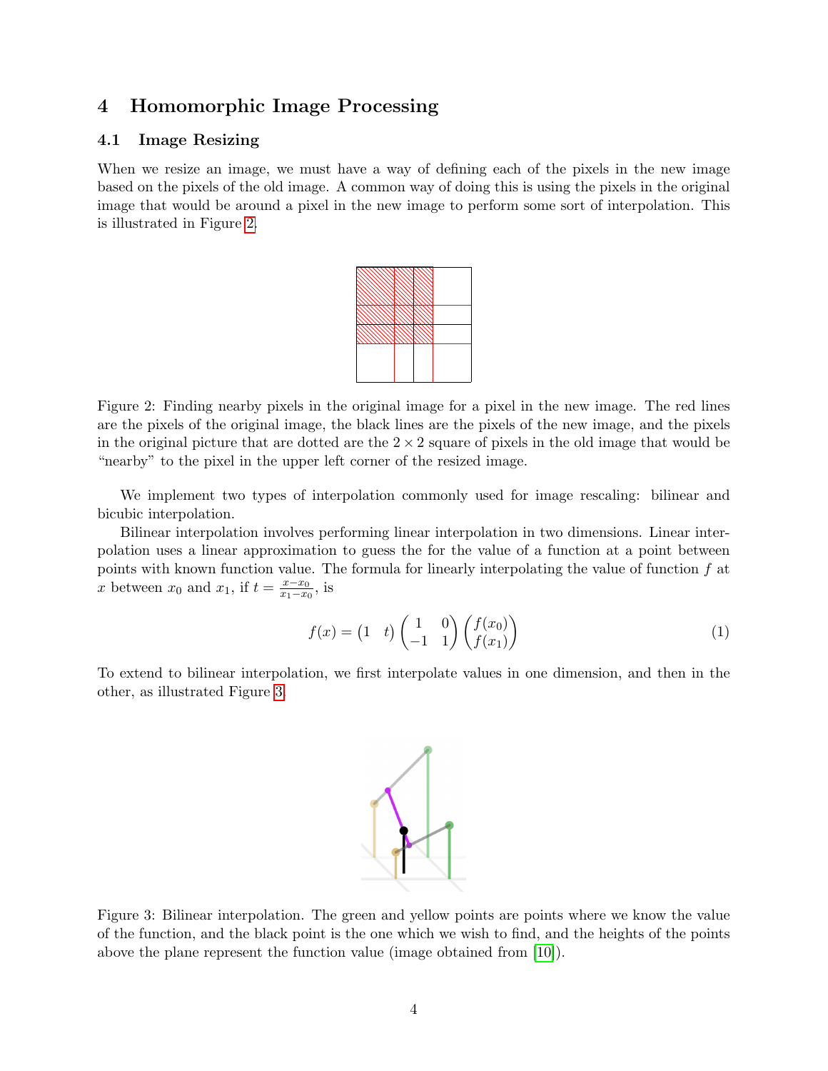## 4 Homomorphic Image Processing

### 4.1 Image Resizing

When we resize an image, we must have a way of defining each of the pixels in the new image based on the pixels of the old image. A common way of doing this is using the pixels in the original image that would be around a pixel in the new image to perform some sort of interpolation. This is illustrated in Figure 2.

Figure 2: Finding nearby pixels in the original image for a pixel in the new image. The red lines are the pixels of the original image, the black lines are the pixels of the new image, and the pixels in the original picture that are dotted are the $2 \times 2$ square of pixels in the old image that would be "nearby" to the pixel in the upper left corner of the resized image.

We implement two types of interpolation commonly used for image rescaling: bilinear and bicubic interpolation.

Bilinear interpolation involves performing linear interpolation in two dimensions. Linear interpolation uses a linear approximation to guess the for the value of a function at a point between points with known function value. The formula for linearly interpolating the value of function $f$ at $x$ between $x_0$ and $x_1$, if $t = \frac{x - x_0}{x_1 - x_0}$, is

$$f(x) = \begin{pmatrix} 1 & t \end{pmatrix} \begin{pmatrix} 1 & 0 \\ -1 & 1 \end{pmatrix} \begin{pmatrix} f(x_0) \\ f(x_1) \end{pmatrix} \tag{1}$$

To extend to bilinear interpolation, we first interpolate values in one dimension, and then in the other, as illustrated Figure 3.

Figure 3: Bilinear interpolation. The green and yellow points are points where we know the value of the function, and the black point is the one which we wish to find, and the heights of the points above the plane represent the function value (image obtained from [10]).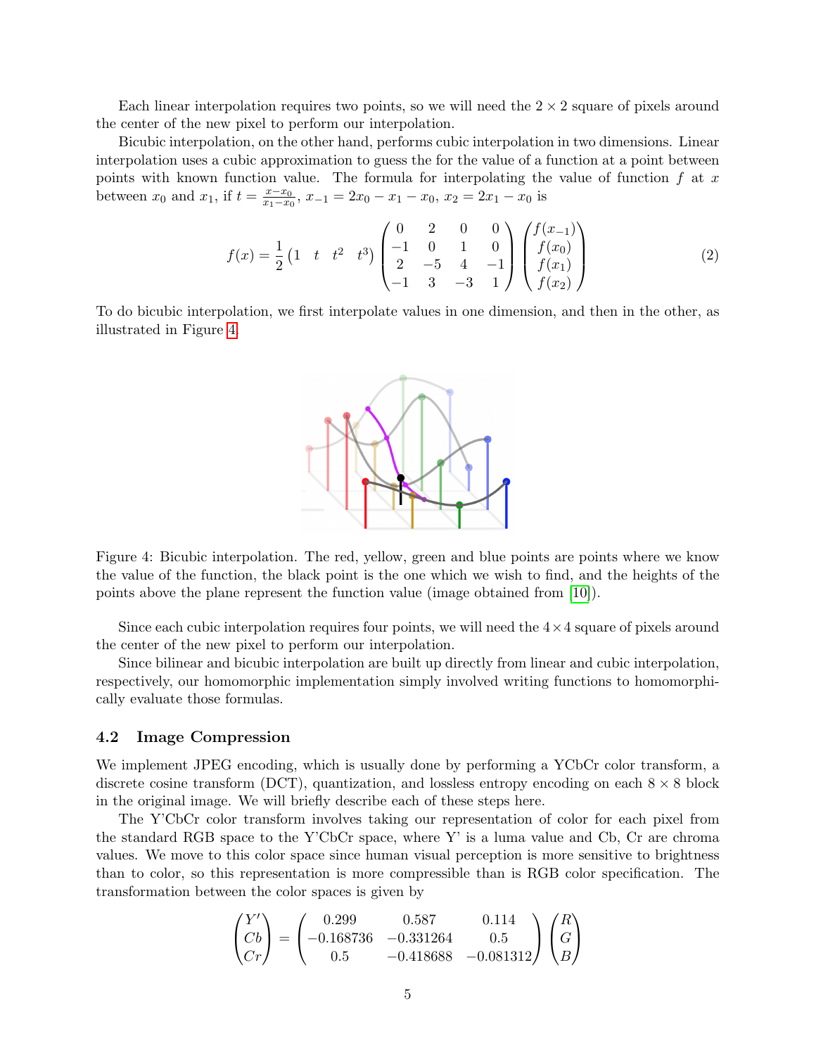Each linear interpolation requires two points, so we will need the $2 \times 2$ square of pixels around the center of the new pixel to perform our interpolation.

Bicubic interpolation, on the other hand, performs cubic interpolation in two dimensions. Linear interpolation uses a cubic approximation to guess the for the value of a function at a point between points with known function value. The formula for interpolating the value of function $f$ at $x$ between $x_0$ and $x_1$, if $t = \frac{x - x_0}{x_1 - x_0}$, $x_{-1} = 2x_0 - x_1 - x_0$, $x_2 = 2x_1 - x_0$ is

$$f(x) = \frac{1}{2} \begin{pmatrix} 1 & t & t^2 & t^3 \end{pmatrix} \begin{pmatrix} 0 & 2 & 0 & 0 \\ -1 & 0 & 1 & 0 \\ 2 & -5 & 4 & -1 \\ -1 & 3 & -3 & 1 \end{pmatrix} \begin{pmatrix} f(x_{-1}) \\ f(x_0) \\ f(x_1) \\ f(x_2) \end{pmatrix} \tag{2}$$

To do bicubic interpolation, we first interpolate values in one dimension, and then in the other, as illustrated in Figure 4.

Figure 4: Bicubic interpolation. The red, yellow, green and blue points are points where we know the value of the function, the black point is the one which we wish to find, and the heights of the points above the plane represent the function value (image obtained from [10]).

Since each cubic interpolation requires four points, we will need the $4 \times 4$ square of pixels around the center of the new pixel to perform our interpolation.

Since bilinear and bicubic interpolation are built up directly from linear and cubic interpolation, respectively, our homomorphic implementation simply involved writing functions to homomorphically evaluate those formulas.

### 4.2 Image Compression

We implement JPEG encoding, which is usually done by performing a YCbCr color transform, a discrete cosine transform (DCT), quantization, and lossless entropy encoding on each $8 \times 8$ block in the original image. We will briefly describe each of these steps here.

The Y'CbCr color transform involves taking our representation of color for each pixel from the standard RGB space to the Y'CbCr space, where Y' is a luma value and Cb, Cr are chroma values. We move to this color space since human visual perception is more sensitive to brightness than to color, so this representation is more compressible than is RGB color specification. The transformation between the color spaces is given by

$$\begin{pmatrix} Y' \\ Cb \\ Cr \end{pmatrix} = \begin{pmatrix} 0.299 & 0.587 & 0.114 \\ -0.168736 & -0.331264 & 0.5 \\ 0.5 & -0.418688 & -0.081312 \end{pmatrix} \begin{pmatrix} R \\ G \\ B \end{pmatrix}$$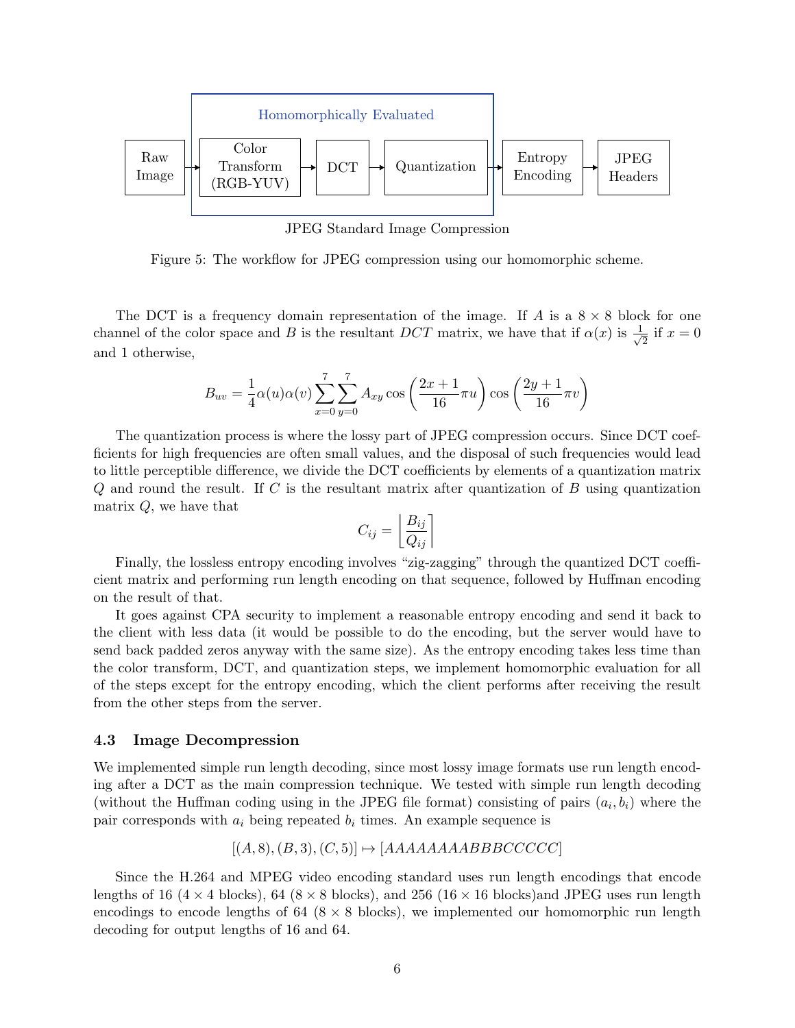Homomorphically Evaluated

Raw Image → Color Transform (RGB-YUV) → DCT → Quantization → Entropy Encoding → JPEG Headers

JPEG Standard Image Compression

Figure 5: The workflow for JPEG compression using our homomorphic scheme.

The DCT is a frequency domain representation of the image. If $A$ is a $8 \times 8$ block for one channel of the color space and $B$ is the resultant $DCT$ matrix, we have that if $\alpha(x)$ is $\frac{1}{\sqrt{2}}$ if $x = 0$ and 1 otherwise,

$$B_{uv} = \frac{1}{4}\alpha(u)\alpha(v)\sum_{x=0}^{7}\sum_{y=0}^{7} A_{xy}\cos\left(\frac{2x+1}{16}\pi u\right)\cos\left(\frac{2y+1}{16}\pi v\right)$$

The quantization process is where the lossy part of JPEG compression occurs. Since DCT coefficients for high frequencies are often small values, and the disposal of such frequencies would lead to little perceptible difference, we divide the DCT coefficients by elements of a quantization matrix $Q$ and round the result. If $C$ is the resultant matrix after quantization of $B$ using quantization matrix $Q$, we have that

$$C_{ij} = \left\lfloor \frac{B_{ij}}{Q_{ij}} \right\rceil$$

Finally, the lossless entropy encoding involves "zig-zagging" through the quantized DCT coefficient matrix and performing run length encoding on that sequence, followed by Huffman encoding on the result of that.

It goes against CPA security to implement a reasonable entropy encoding and send it back to the client with less data (it would be possible to do the encoding, but the server would have to send back padded zeros anyway with the same size). As the entropy encoding takes less time than the color transform, DCT, and quantization steps, we implement homomorphic evaluation for all of the steps except for the entropy encoding, which the client performs after receiving the result from the other steps from the server.

### 4.3 Image Decompression

We implemented simple run length decoding, since most lossy image formats use run length encoding after a DCT as the main compression technique. We tested with simple run length decoding (without the Huffman coding using in the JPEG file format) consisting of pairs $(a_i, b_i)$ where the pair corresponds with $a_i$ being repeated $b_i$ times. An example sequence is

$$[(A, 8), (B, 3), (C, 5)] \mapsto [AAAAAAAABBBCCCCC]$$

Since the H.264 and MPEG video encoding standard uses run length encodings that encode lengths of 16 ($4 \times 4$ blocks), 64 ($8 \times 8$ blocks), and 256 ($16 \times 16$ blocks)and JPEG uses run length encodings to encode lengths of 64 ($8 \times 8$ blocks), we implemented our homomorphic run length decoding for output lengths of 16 and 64.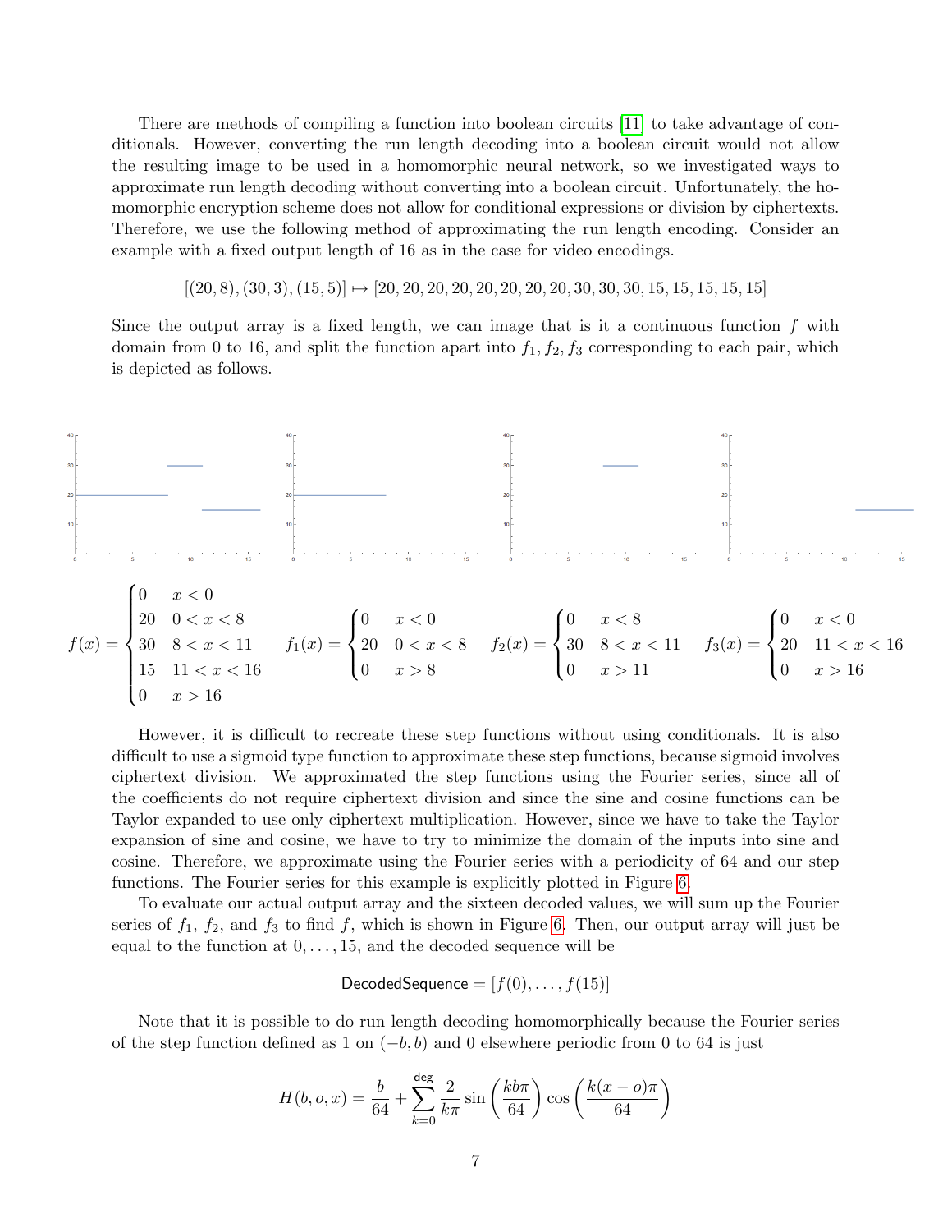There are methods of compiling a function into boolean circuits [11] to take advantage of conditionals. However, converting the run length decoding into a boolean circuit would not allow the resulting image to be used in a homomorphic neural network, so we investigated ways to approximate run length decoding without converting into a boolean circuit. Unfortunately, the homomorphic encryption scheme does not allow for conditional expressions or division by ciphertexts. Therefore, we use the following method of approximating the run length encoding. Consider an example with a fixed output length of 16 as in the case for video encodings.

$$[(20, 8), (30, 3), (15, 5)] \mapsto [20, 20, 20, 20, 20, 20, 20, 20, 30, 30, 30, 15, 15, 15, 15, 15]$$

Since the output array is a fixed length, we can image that is it a continuous function $f$ with domain from 0 to 16, and split the function apart into $f_1, f_2, f_3$ corresponding to each pair, which is depicted as follows.

$$f(x) = \begin{cases} 0 & x < 0 \\ 20 & 0 < x < 8 \\ 30 & 8 < x < 11 \\ 15 & 11 < x < 16 \\ 0 & x > 16 \end{cases} \quad f_1(x) = \begin{cases} 0 & x < 0 \\ 20 & 0 < x < 8 \\ 0 & x > 8 \end{cases} \quad f_2(x) = \begin{cases} 0 & x < 8 \\ 30 & 8 < x < 11 \\ 0 & x > 11 \end{cases} \quad f_3(x) = \begin{cases} 0 & x < 0 \\ 20 & 11 < x < 16 \\ 0 & x > 16 \end{cases}$$

However, it is difficult to recreate these step functions without using conditionals. It is also difficult to use a sigmoid type function to approximate these step functions, because sigmoid involves ciphertext division. We approximated the step functions using the Fourier series, since all of the coefficients do not require ciphertext division and since the sine and cosine functions can be Taylor expanded to use only ciphertext multiplication. However, since we have to take the Taylor expansion of sine and cosine, we have to try to minimize the domain of the inputs into sine and cosine. Therefore, we approximate using the Fourier series with a periodicity of 64 and our step functions. The Fourier series for this example is explicitly plotted in Figure 6.

To evaluate our actual output array and the sixteen decoded values, we will sum up the Fourier series of $f_1$, $f_2$, and $f_3$ to find $f$, which is shown in Figure 6. Then, our output array will just be equal to the function at $0, \ldots, 15$, and the decoded sequence will be

$$\mathsf{DecodedSequence} = [f(0), \ldots, f(15)]$$

Note that it is possible to do run length decoding homomorphically because the Fourier series of the step function defined as 1 on $(-b, b)$ and 0 elsewhere periodic from 0 to 64 is just

$$H(b, o, x) = \frac{b}{64} + \sum_{k=0}^{\mathsf{deg}} \frac{2}{k\pi} \sin\left(\frac{kb\pi}{64}\right) \cos\left(\frac{k(x-o)\pi}{64}\right)$$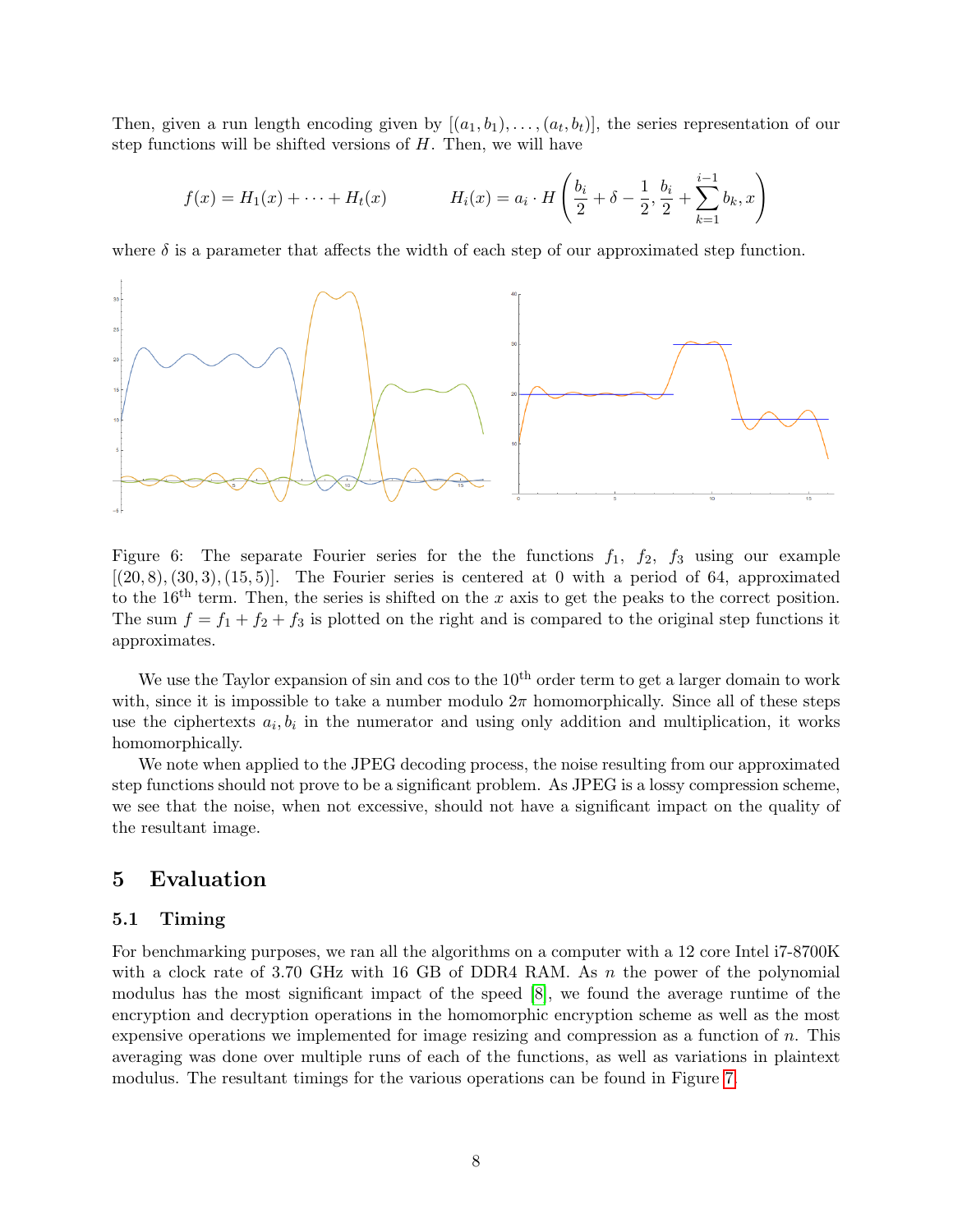Then, given a run length encoding given by $[(a_1, b_1), \ldots, (a_t, b_t)]$, the series representation of our step functions will be shifted versions of $H$. Then, we will have

$$f(x) = H_1(x) + \cdots + H_t(x) \qquad\qquad H_i(x) = a_i \cdot H\left(\frac{b_i}{2} + \delta - \frac{1}{2}, \frac{b_i}{2} + \sum_{k=1}^{i-1} b_k, x\right)$$

where $\delta$ is a parameter that affects the width of each step of our approximated step function.

Figure 6: The separate Fourier series for the the functions $f_1$, $f_2$, $f_3$ using our example $[(20, 8), (30, 3), (15, 5)]$. The Fourier series is centered at 0 with a period of 64, approximated to the 16$^{\text{th}}$ term. Then, the series is shifted on the $x$ axis to get the peaks to the correct position. The sum $f = f_1 + f_2 + f_3$ is plotted on the right and is compared to the original step functions it approximates.

We use the Taylor expansion of sin and cos to the 10$^{\text{th}}$ order term to get a larger domain to work with, since it is impossible to take a number modulo $2\pi$ homomorphically. Since all of these steps use the ciphertexts $a_i, b_i$ in the numerator and using only addition and multiplication, it works homomorphically.

We note when applied to the JPEG decoding process, the noise resulting from our approximated step functions should not prove to be a significant problem. As JPEG is a lossy compression scheme, we see that the noise, when not excessive, should not have a significant impact on the quality of the resultant image.

## 5 Evaluation

### 5.1 Timing

For benchmarking purposes, we ran all the algorithms on a computer with a 12 core Intel i7-8700K with a clock rate of 3.70 GHz with 16 GB of DDR4 RAM. As $n$ the power of the polynomial modulus has the most significant impact of the speed [8], we found the average runtime of the encryption and decryption operations in the homomorphic encryption scheme as well as the most expensive operations we implemented for image resizing and compression as a function of $n$. This averaging was done over multiple runs of each of the functions, as well as variations in plaintext modulus. The resultant timings for the various operations can be found in Figure 7.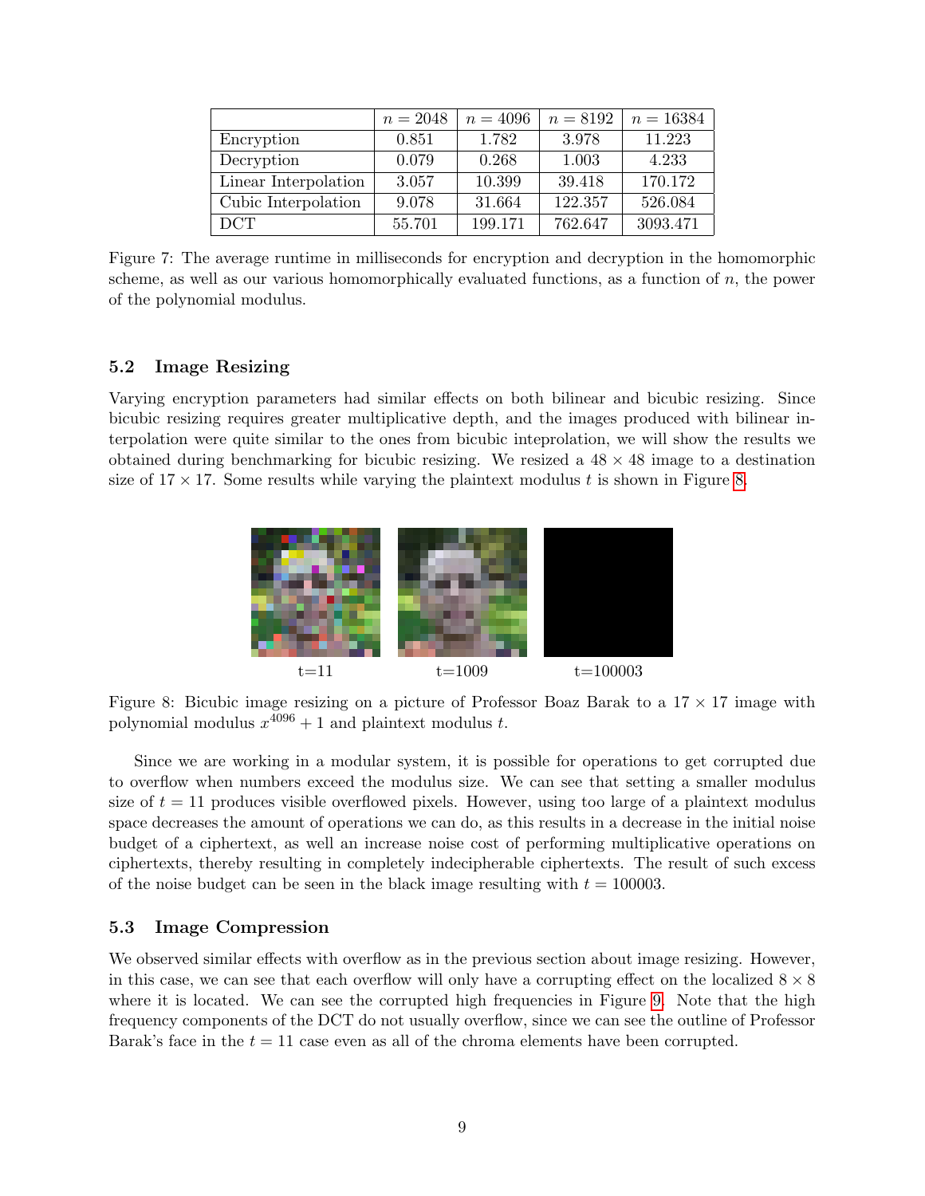|  | $n = 2048$ | $n = 4096$ | $n = 8192$ | $n = 16384$ |
| --- | --- | --- | --- | --- |
| Encryption | 0.851 | 1.782 | 3.978 | 11.223 |
| Decryption | 0.079 | 0.268 | 1.003 | 4.233 |
| Linear Interpolation | 3.057 | 10.399 | 39.418 | 170.172 |
| Cubic Interpolation | 9.078 | 31.664 | 122.357 | 526.084 |
| DCT | 55.701 | 199.171 | 762.647 | 3093.471 |

Figure 7: The average runtime in milliseconds for encryption and decryption in the homomorphic scheme, as well as our various homomorphically evaluated functions, as a function of $n$, the power of the polynomial modulus.

### 5.2 Image Resizing

Varying encryption parameters had similar effects on both bilinear and bicubic resizing. Since bicubic resizing requires greater multiplicative depth, and the images produced with bilinear interpolation were quite similar to the ones from bicubic inteprolation, we will show the results we obtained during benchmarking for bicubic resizing. We resized a $48 \times 48$ image to a destination size of $17 \times 17$. Some results while varying the plaintext modulus $t$ is shown in Figure 8.

t=11 t=1009 t=100003

Figure 8: Bicubic image resizing on a picture of Professor Boaz Barak to a $17 \times 17$ image with polynomial modulus $x^{4096} + 1$ and plaintext modulus $t$.

Since we are working in a modular system, it is possible for operations to get corrupted due to overflow when numbers exceed the modulus size. We can see that setting a smaller modulus size of $t = 11$ produces visible overflowed pixels. However, using too large of a plaintext modulus space decreases the amount of operations we can do, as this results in a decrease in the initial noise budget of a ciphertext, as well an increase noise cost of performing multiplicative operations on ciphertexts, thereby resulting in completely indecipherable ciphertexts. The result of such excess of the noise budget can be seen in the black image resulting with $t = 100003$.

### 5.3 Image Compression

We observed similar effects with overflow as in the previous section about image resizing. However, in this case, we can see that each overflow will only have a corrupting effect on the localized $8 \times 8$ where it is located. We can see the corrupted high frequencies in Figure 9. Note that the high frequency components of the DCT do not usually overflow, since we can see the outline of Professor Barak's face in the $t = 11$ case even as all of the chroma elements have been corrupted.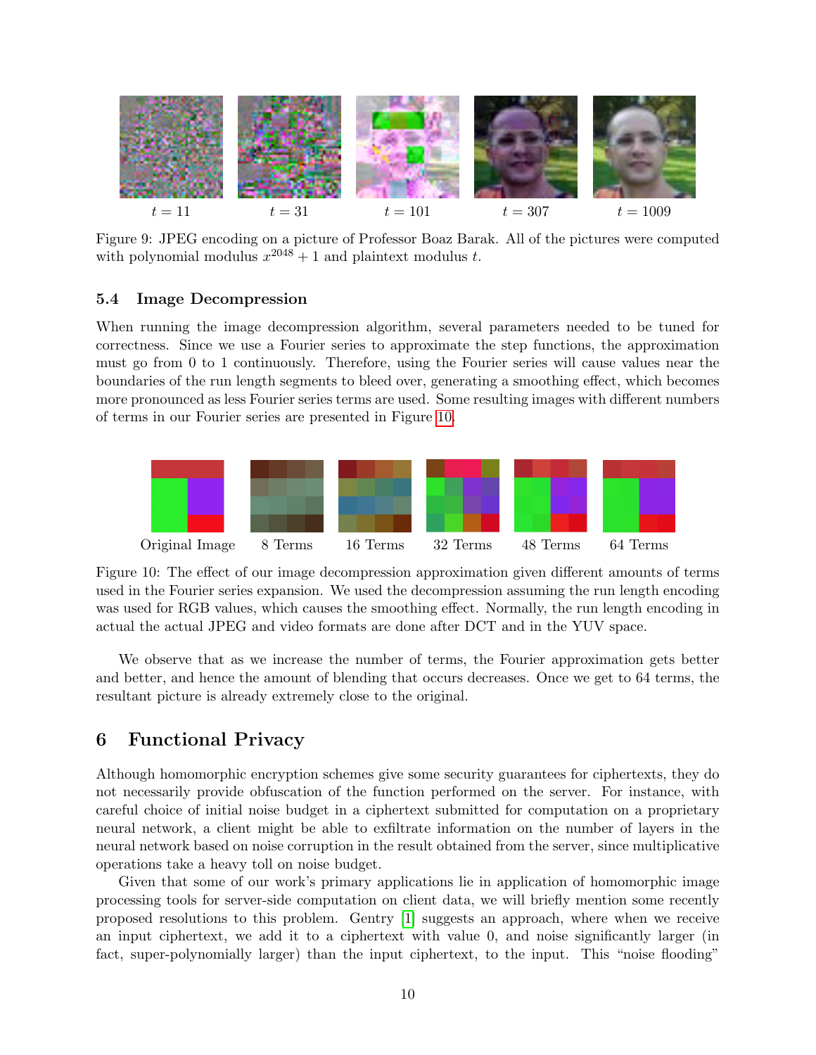$t = 11$ $t = 31$ $t = 101$ $t = 307$ $t = 1009$

Figure 9: JPEG encoding on a picture of Professor Boaz Barak. All of the pictures were computed with polynomial modulus $x^{2048} + 1$ and plaintext modulus $t$.

### 5.4 Image Decompression

When running the image decompression algorithm, several parameters needed to be tuned for correctness. Since we use a Fourier series to approximate the step functions, the approximation must go from 0 to 1 continuously. Therefore, using the Fourier series will cause values near the boundaries of the run length segments to bleed over, generating a smoothing effect, which becomes more pronounced as less Fourier series terms are used. Some resulting images with different numbers of terms in our Fourier series are presented in Figure 10.

Original Image 8 Terms 16 Terms 32 Terms 48 Terms 64 Terms

Figure 10: The effect of our image decompression approximation given different amounts of terms used in the Fourier series expansion. We used the decompression assuming the run length encoding was used for RGB values, which causes the smoothing effect. Normally, the run length encoding in actual the actual JPEG and video formats are done after DCT and in the YUV space.

We observe that as we increase the number of terms, the Fourier approximation gets better and better, and hence the amount of blending that occurs decreases. Once we get to 64 terms, the resultant picture is already extremely close to the original.

## 6 Functional Privacy

Although homomorphic encryption schemes give some security guarantees for ciphertexts, they do not necessarily provide obfuscation of the function performed on the server. For instance, with careful choice of initial noise budget in a ciphertext submitted for computation on a proprietary neural network, a client might be able to exfiltrate information on the number of layers in the neural network based on noise corruption in the result obtained from the server, since multiplicative operations take a heavy toll on noise budget.

Given that some of our work's primary applications lie in application of homomorphic image processing tools for server-side computation on client data, we will briefly mention some recently proposed resolutions to this problem. Gentry [1] suggests an approach, where when we receive an input ciphertext, we add it to a ciphertext with value 0, and noise significantly larger (in fact, super-polynomially larger) than the input ciphertext, to the input. This "noise flooding"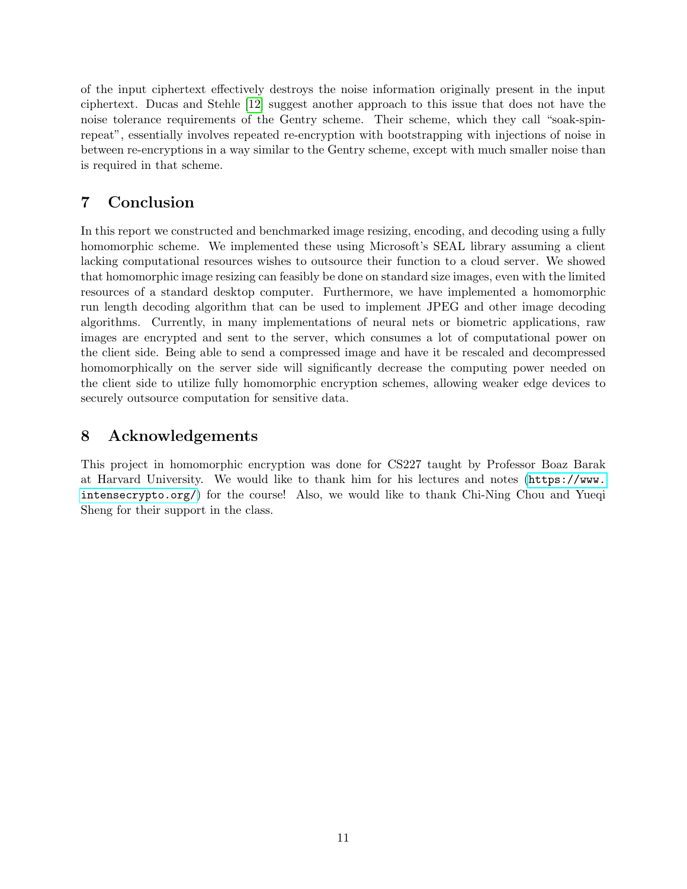of the input ciphertext effectively destroys the noise information originally present in the input ciphertext. Ducas and Stehle [12] suggest another approach to this issue that does not have the noise tolerance requirements of the Gentry scheme. Their scheme, which they call "soak-spin-repeat", essentially involves repeated re-encryption with bootstrapping with injections of noise in between re-encryptions in a way similar to the Gentry scheme, except with much smaller noise than is required in that scheme.

## 7 Conclusion

In this report we constructed and benchmarked image resizing, encoding, and decoding using a fully homomorphic scheme. We implemented these using Microsoft's SEAL library assuming a client lacking computational resources wishes to outsource their function to a cloud server. We showed that homomorphic image resizing can feasibly be done on standard size images, even with the limited resources of a standard desktop computer. Furthermore, we have implemented a homomorphic run length decoding algorithm that can be used to implement JPEG and other image decoding algorithms. Currently, in many implementations of neural nets or biometric applications, raw images are encrypted and sent to the server, which consumes a lot of computational power on the client side. Being able to send a compressed image and have it be rescaled and decompressed homomorphically on the server side will significantly decrease the computing power needed on the client side to utilize fully homomorphic encryption schemes, allowing weaker edge devices to securely outsource computation for sensitive data.

## 8 Acknowledgements

This project in homomorphic encryption was done for CS227 taught by Professor Boaz Barak at Harvard University. We would like to thank him for his lectures and notes (https://www.intensecrypto.org/) for the course! Also, we would like to thank Chi-Ning Chou and Yueqi Sheng for their support in the class.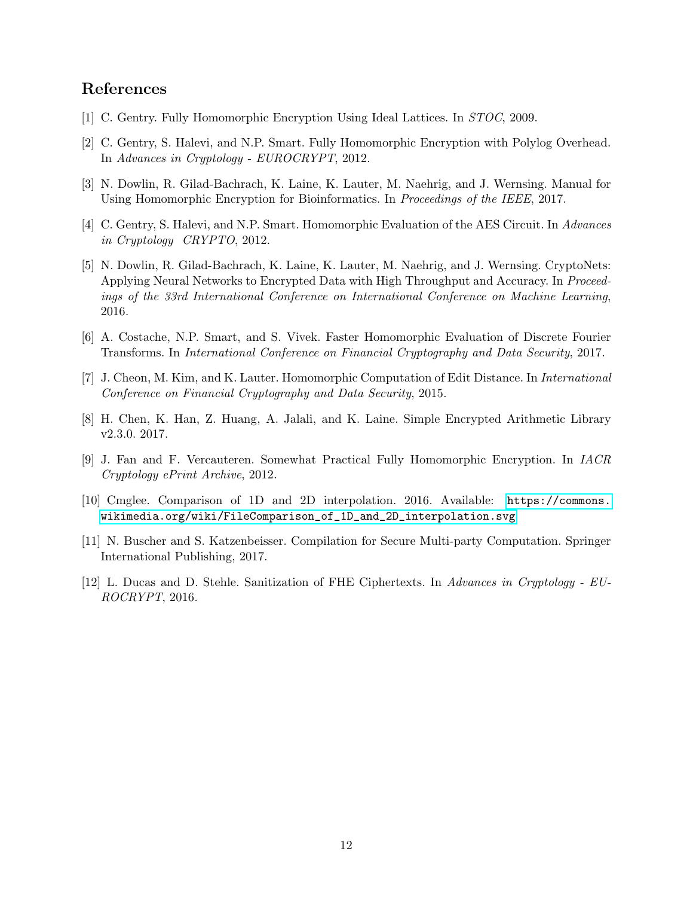## References

[1] C. Gentry. Fully Homomorphic Encryption Using Ideal Lattices. In *STOC*, 2009.

[2] C. Gentry, S. Halevi, and N.P. Smart. Fully Homomorphic Encryption with Polylog Overhead. In *Advances in Cryptology - EUROCRYPT*, 2012.

[3] N. Dowlin, R. Gilad-Bachrach, K. Laine, K. Lauter, M. Naehrig, and J. Wernsing. Manual for Using Homomorphic Encryption for Bioinformatics. In *Proceedings of the IEEE*, 2017.

[4] C. Gentry, S. Halevi, and N.P. Smart. Homomorphic Evaluation of the AES Circuit. In *Advances in Cryptology CRYPTO*, 2012.

[5] N. Dowlin, R. Gilad-Bachrach, K. Laine, K. Lauter, M. Naehrig, and J. Wernsing. CryptoNets: Applying Neural Networks to Encrypted Data with High Throughput and Accuracy. In *Proceedings of the 33rd International Conference on International Conference on Machine Learning*, 2016.

[6] A. Costache, N.P. Smart, and S. Vivek. Faster Homomorphic Evaluation of Discrete Fourier Transforms. In *International Conference on Financial Cryptography and Data Security*, 2017.

[7] J. Cheon, M. Kim, and K. Lauter. Homomorphic Computation of Edit Distance. In *International Conference on Financial Cryptography and Data Security*, 2015.

[8] H. Chen, K. Han, Z. Huang, A. Jalali, and K. Laine. Simple Encrypted Arithmetic Library v2.3.0. 2017.

[9] J. Fan and F. Vercauteren. Somewhat Practical Fully Homomorphic Encryption. In *IACR Cryptology ePrint Archive*, 2012.

[10] Cmglee. Comparison of 1D and 2D interpolation. 2016. Available: `https://commons.wikimedia.org/wiki/FileComparison_of_1D_and_2D_interpolation.svg`

[11] N. Buscher and S. Katzenbeisser. Compilation for Secure Multi-party Computation. Springer International Publishing, 2017.

[12] L. Ducas and D. Stehle. Sanitization of FHE Ciphertexts. In *Advances in Cryptology - EUROCRYPT*, 2016.